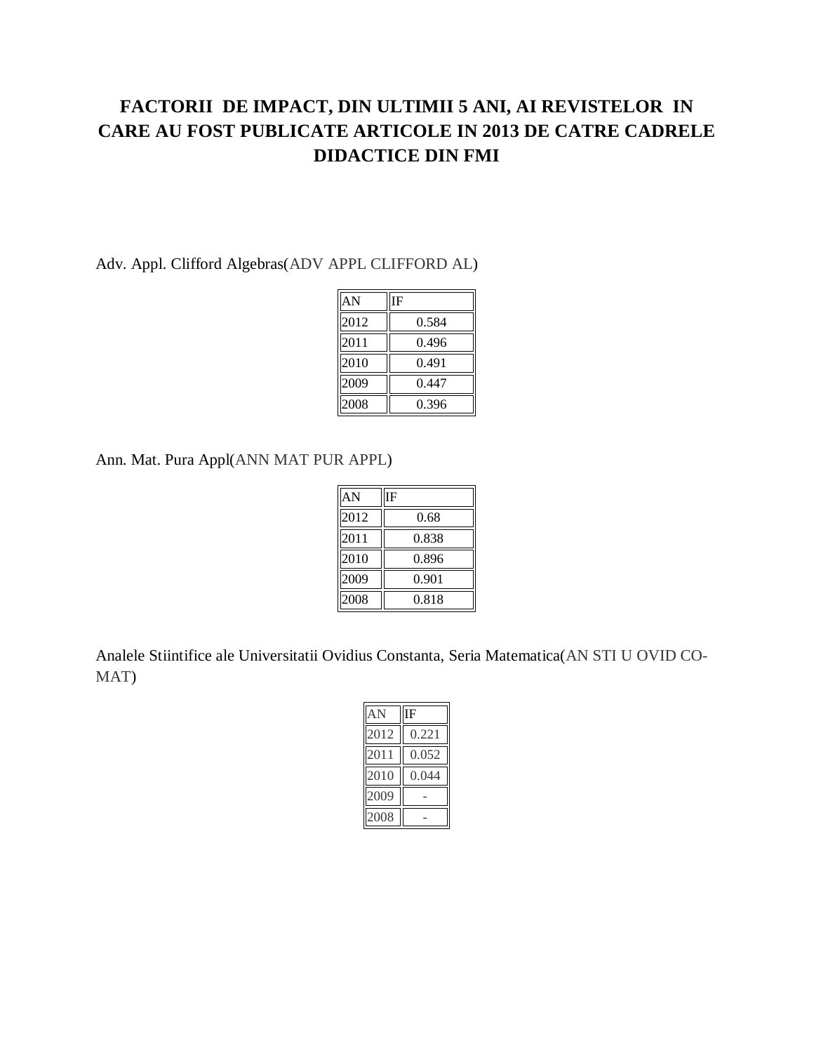# FACTORII DE IMPACT, DIN ULTIMII 5 ANI, AI REVISTELOR IN CARE AU FOST PUBLICATE ARTICOLE IN 2013 DE CATRE CADRELE DIDACTICE DIN FMI

Adv. Appl. Clifford Algebras(ADV APPL CLIFFORD AL)

| AN | IF |
|---|---|
| 2012 | 0.584 |
| 2011 | 0.496 |
| 2010 | 0.491 |
| 2009 | 0.447 |
| 2008 | 0.396 |

Ann. Mat. Pura Appl(ANN MAT PUR APPL)

| AN | IF |
|---|---|
| 2012 | 0.68 |
| 2011 | 0.838 |
| 2010 | 0.896 |
| 2009 | 0.901 |
| 2008 | 0.818 |

Analele Stiintifice ale Universitatii Ovidius Constanta, Seria Matematica(AN STI U OVID CO-MAT)

| AN | IF |
|---|---|
| 2012 | 0.221 |
| 2011 | 0.052 |
| 2010 | 0.044 |
| 2009 | - |
| 2008 | - |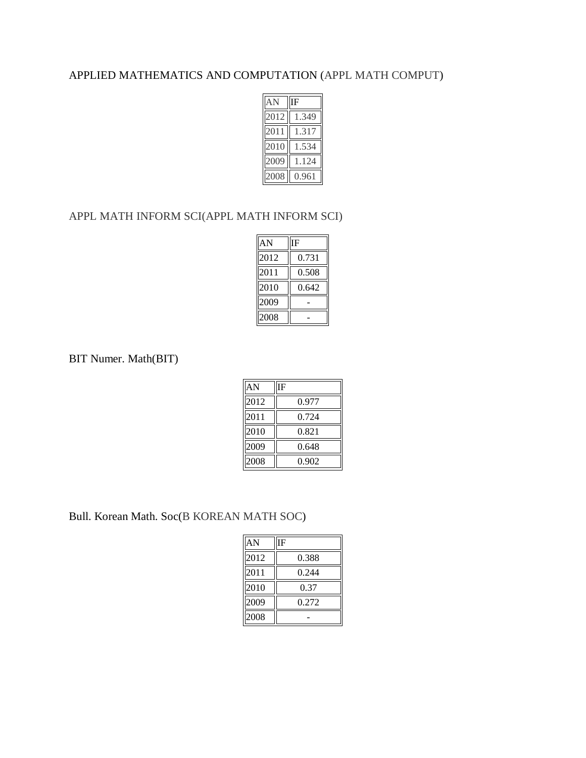APPLIED MATHEMATICS AND COMPUTATION (APPL MATH COMPUT)

| AN | IF |
|---|---|
| 2012 | 1.349 |
| 2011 | 1.317 |
| 2010 | 1.534 |
| 2009 | 1.124 |
| 2008 | 0.961 |

APPL MATH INFORM SCI(APPL MATH INFORM SCI)

| AN | IF |
|---|---|
| 2012 | 0.731 |
| 2011 | 0.508 |
| 2010 | 0.642 |
| 2009 | - |
| 2008 | - |

BIT Numer. Math(BIT)

| AN | IF |
|---|---|
| 2012 | 0.977 |
| 2011 | 0.724 |
| 2010 | 0.821 |
| 2009 | 0.648 |
| 2008 | 0.902 |

Bull. Korean Math. Soc(B KOREAN MATH SOC)

| AN | IF |
|---|---|
| 2012 | 0.388 |
| 2011 | 0.244 |
| 2010 | 0.37 |
| 2009 | 0.272 |
| 2008 | - |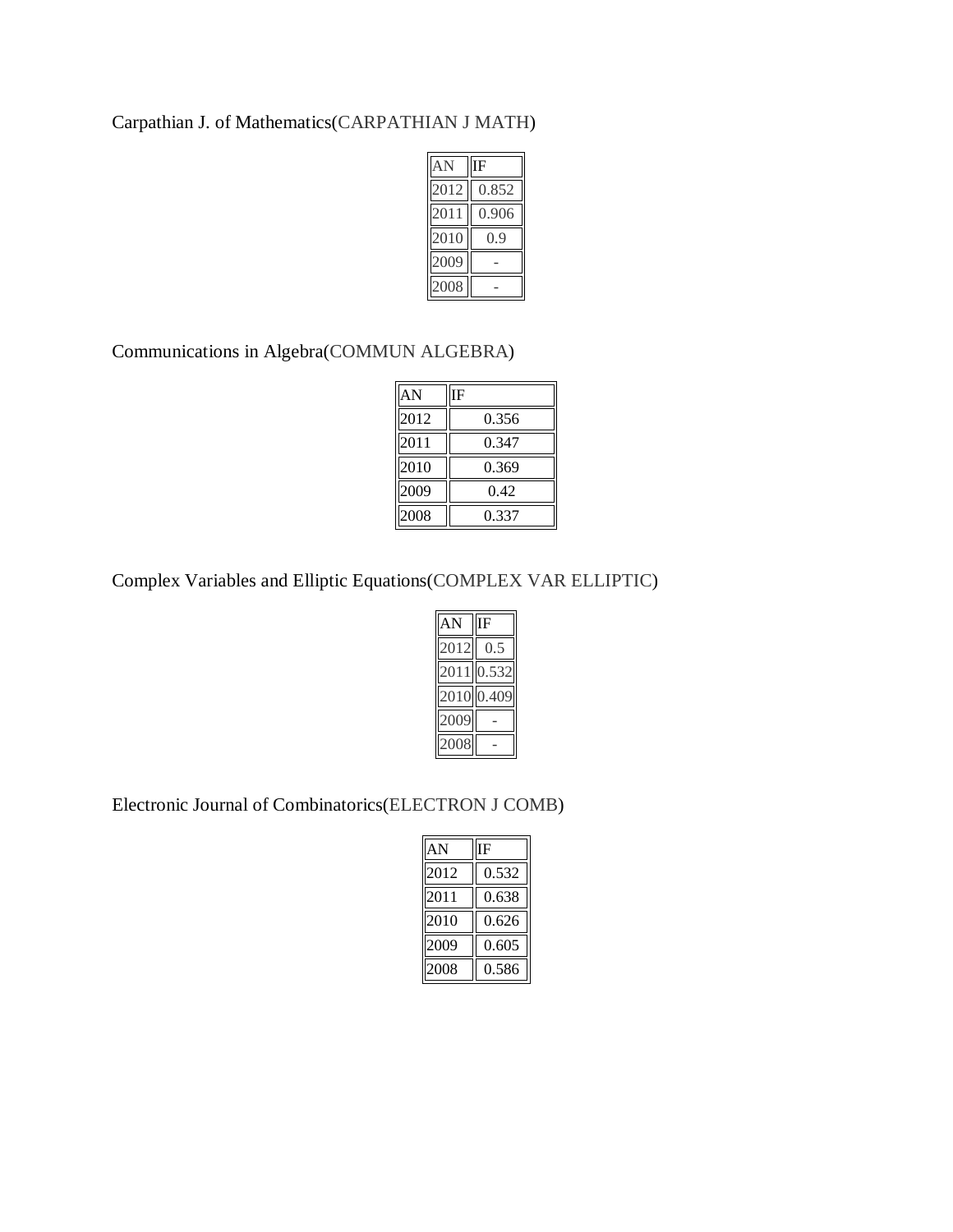Carpathian J. of Mathematics(CARPATHIAN J MATH)

| AN | IF |
|---|---|
| 2012 | 0.852 |
| 2011 | 0.906 |
| 2010 | 0.9 |
| 2009 | - |
| 2008 | - |

Communications in Algebra(COMMUN ALGEBRA)

| AN | IF |
|---|---|
| 2012 | 0.356 |
| 2011 | 0.347 |
| 2010 | 0.369 |
| 2009 | 0.42 |
| 2008 | 0.337 |

Complex Variables and Elliptic Equations(COMPLEX VAR ELLIPTIC)

| AN | IF |
|---|---|
| 2012 | 0.5 |
| 2011 | 0.532 |
| 2010 | 0.409 |
| 2009 | - |
| 2008 | - |

Electronic Journal of Combinatorics(ELECTRON J COMB)

| AN | IF |
|---|---|
| 2012 | 0.532 |
| 2011 | 0.638 |
| 2010 | 0.626 |
| 2009 | 0.605 |
| 2008 | 0.586 |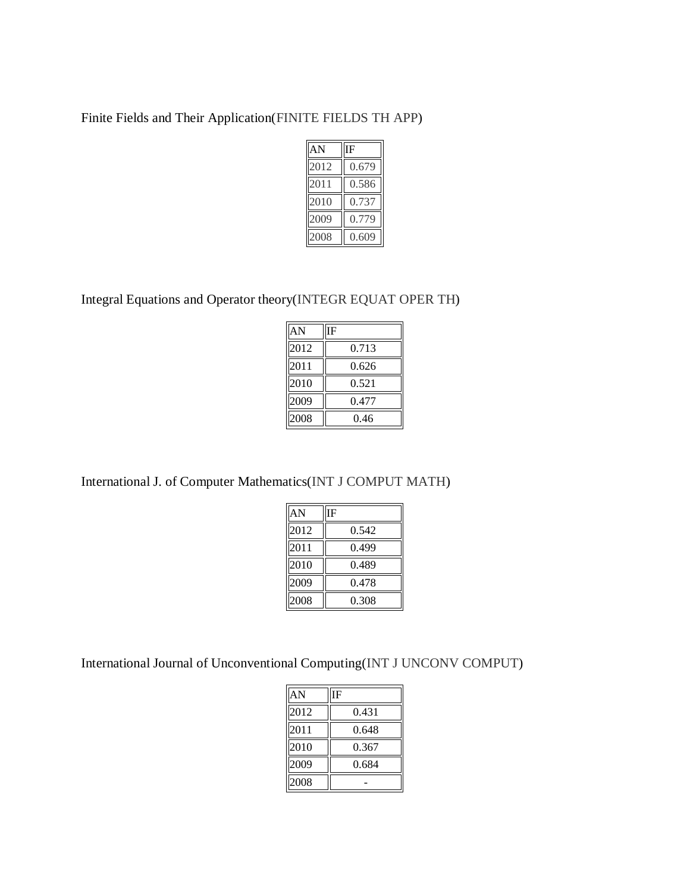Finite Fields and Their Application(FINITE FIELDS TH APP)

| AN | IF |
|---|---|
| 2012 | 0.679 |
| 2011 | 0.586 |
| 2010 | 0.737 |
| 2009 | 0.779 |
| 2008 | 0.609 |

Integral Equations and Operator theory(INTEGR EQUAT OPER TH)

| AN | IF |
|---|---|
| 2012 | 0.713 |
| 2011 | 0.626 |
| 2010 | 0.521 |
| 2009 | 0.477 |
| 2008 | 0.46 |

International J. of Computer Mathematics(INT J COMPUT MATH)

| AN | IF |
|---|---|
| 2012 | 0.542 |
| 2011 | 0.499 |
| 2010 | 0.489 |
| 2009 | 0.478 |
| 2008 | 0.308 |

International Journal of Unconventional Computing(INT J UNCONV COMPUT)

| AN | IF |
|---|---|
| 2012 | 0.431 |
| 2011 | 0.648 |
| 2010 | 0.367 |
| 2009 | 0.684 |
| 2008 | - |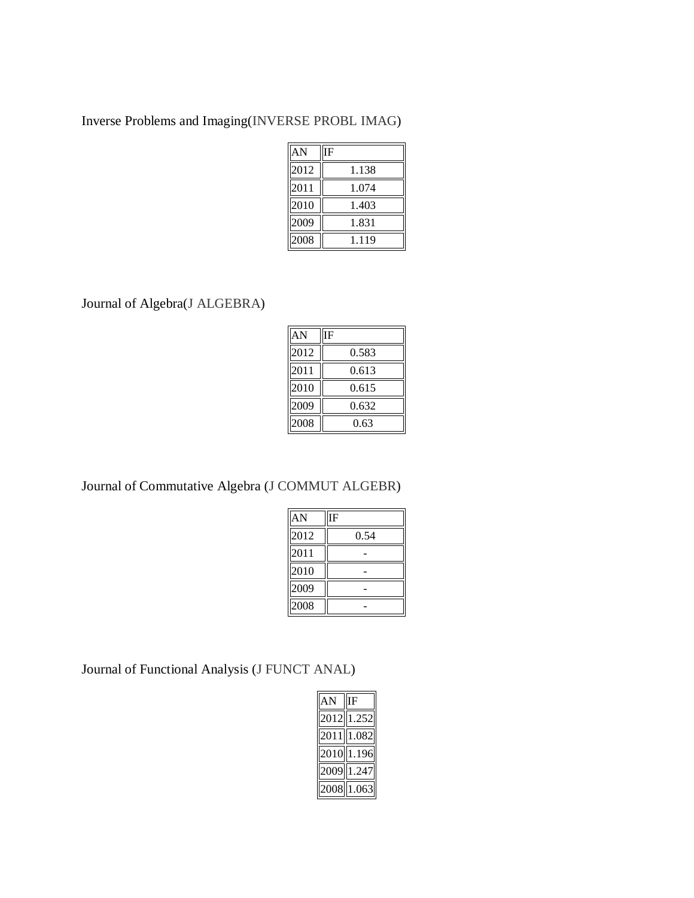Inverse Problems and Imaging(INVERSE PROBL IMAG)

| AN | IF |
| --- | --- |
| 2012 | 1.138 |
| 2011 | 1.074 |
| 2010 | 1.403 |
| 2009 | 1.831 |
| 2008 | 1.119 |

Journal of Algebra(J ALGEBRA)

| AN | IF |
| --- | --- |
| 2012 | 0.583 |
| 2011 | 0.613 |
| 2010 | 0.615 |
| 2009 | 0.632 |
| 2008 | 0.63 |

Journal of Commutative Algebra (J COMMUT ALGEBR)

| AN | IF |
| --- | --- |
| 2012 | 0.54 |
| 2011 | - |
| 2010 | - |
| 2009 | - |
| 2008 | - |

Journal of Functional Analysis (J FUNCT ANAL)

| AN | IF |
| --- | --- |
| 2012 | 1.252 |
| 2011 | 1.082 |
| 2010 | 1.196 |
| 2009 | 1.247 |
| 2008 | 1.063 |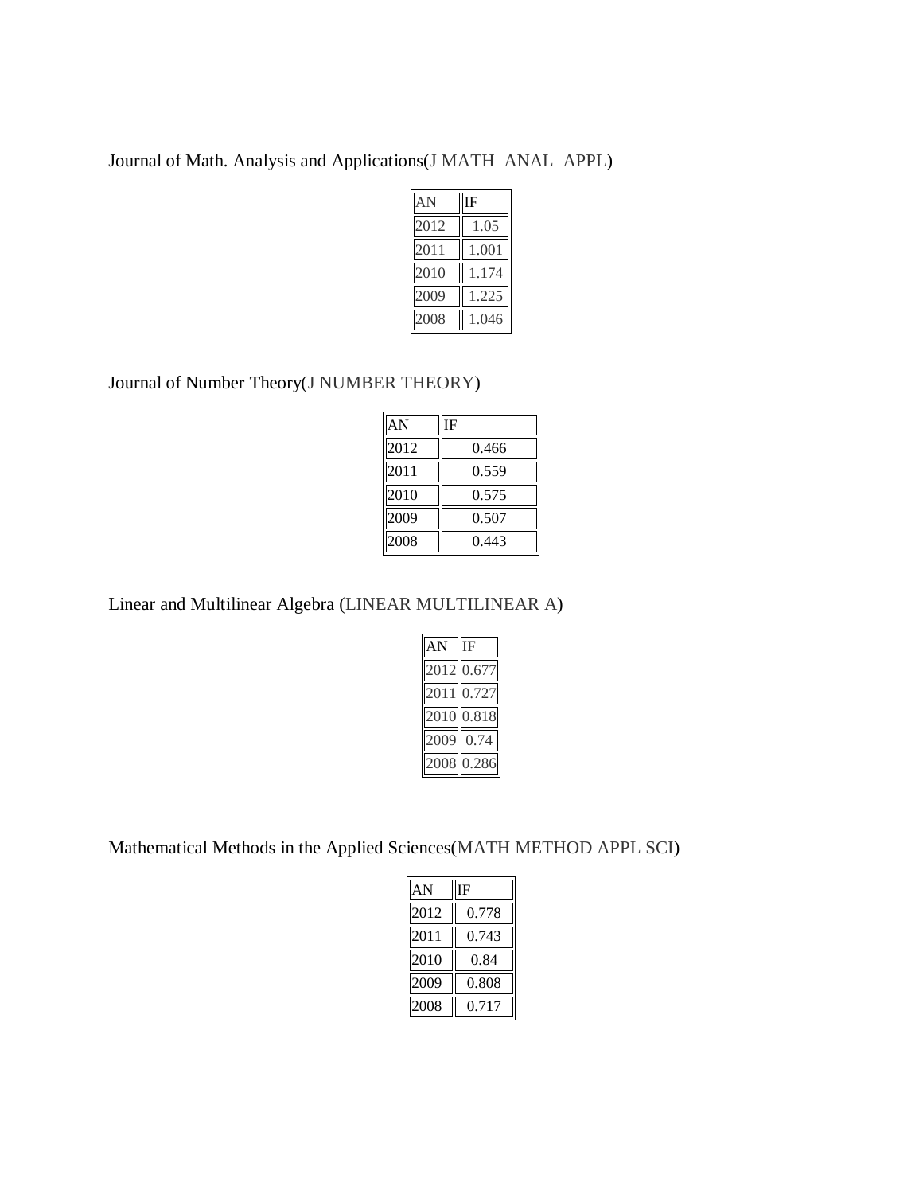Journal of Math. Analysis and Applications(J MATH ANAL APPL)

| AN | IF |
|---|---|
| 2012 | 1.05 |
| 2011 | 1.001 |
| 2010 | 1.174 |
| 2009 | 1.225 |
| 2008 | 1.046 |

Journal of Number Theory(J NUMBER THEORY)

| AN | IF |
|---|---|
| 2012 | 0.466 |
| 2011 | 0.559 |
| 2010 | 0.575 |
| 2009 | 0.507 |
| 2008 | 0.443 |

Linear and Multilinear Algebra (LINEAR MULTILINEAR A)

| AN | IF |
|---|---|
| 2012 | 0.677 |
| 2011 | 0.727 |
| 2010 | 0.818 |
| 2009 | 0.74 |
| 2008 | 0.286 |

Mathematical Methods in the Applied Sciences(MATH METHOD APPL SCI)

| AN | IF |
|---|---|
| 2012 | 0.778 |
| 2011 | 0.743 |
| 2010 | 0.84 |
| 2009 | 0.808 |
| 2008 | 0.717 |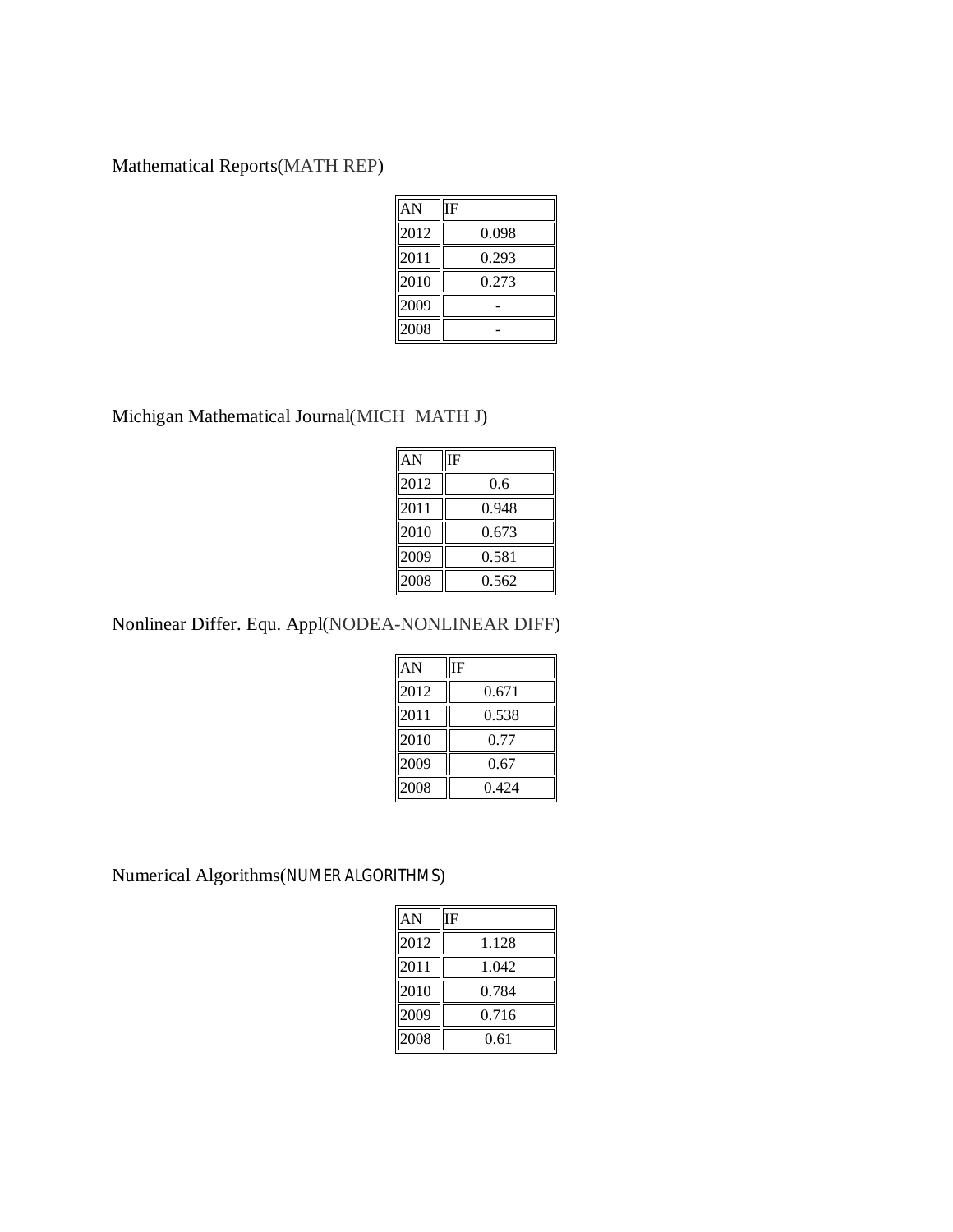Mathematical Reports(MATH REP)

| AN | IF |
|---|---|
| 2012 | 0.098 |
| 2011 | 0.293 |
| 2010 | 0.273 |
| 2009 | - |
| 2008 | - |

Michigan Mathematical Journal(MICH MATH J)

| AN | IF |
|---|---|
| 2012 | 0.6 |
| 2011 | 0.948 |
| 2010 | 0.673 |
| 2009 | 0.581 |
| 2008 | 0.562 |

Nonlinear Differ. Equ. Appl(NODEA-NONLINEAR DIFF)

| AN | IF |
|---|---|
| 2012 | 0.671 |
| 2011 | 0.538 |
| 2010 | 0.77 |
| 2009 | 0.67 |
| 2008 | 0.424 |

Numerical Algorithms(NUMER ALGORITHMS)

| AN | IF |
|---|---|
| 2012 | 1.128 |
| 2011 | 1.042 |
| 2010 | 0.784 |
| 2009 | 0.716 |
| 2008 | 0.61 |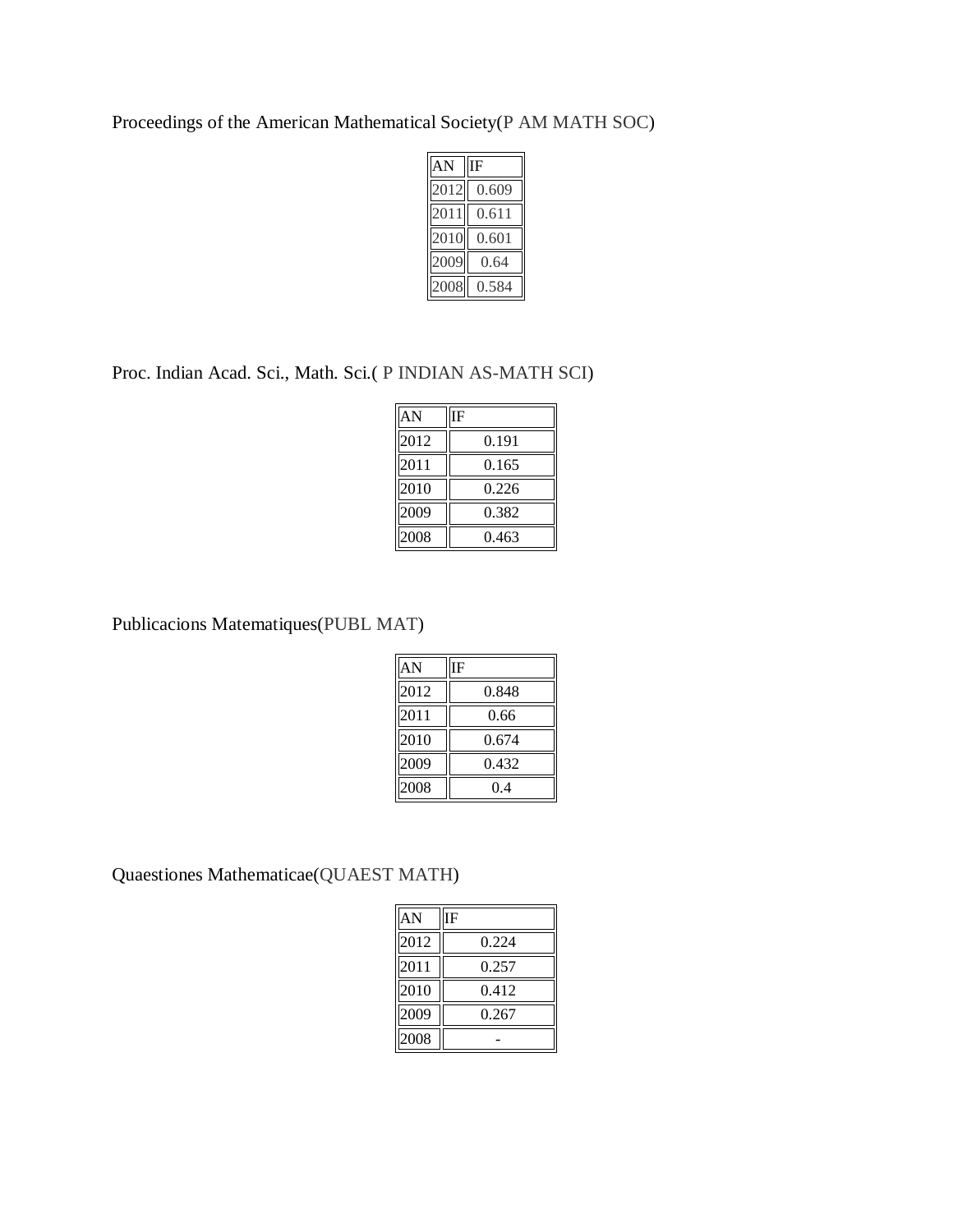Proceedings of the American Mathematical Society(P AM MATH SOC)

| AN | IF |
|---|---|
| 2012 | 0.609 |
| 2011 | 0.611 |
| 2010 | 0.601 |
| 2009 | 0.64 |
| 2008 | 0.584 |

Proc. Indian Acad. Sci., Math. Sci.( P INDIAN AS-MATH SCI)

| AN | IF |
|---|---|
| 2012 | 0.191 |
| 2011 | 0.165 |
| 2010 | 0.226 |
| 2009 | 0.382 |
| 2008 | 0.463 |

Publicacions Matematiques(PUBL MAT)

| AN | IF |
|---|---|
| 2012 | 0.848 |
| 2011 | 0.66 |
| 2010 | 0.674 |
| 2009 | 0.432 |
| 2008 | 0.4 |

Quaestiones Mathematicae(QUAEST MATH)

| AN | IF |
|---|---|
| 2012 | 0.224 |
| 2011 | 0.257 |
| 2010 | 0.412 |
| 2009 | 0.267 |
| 2008 | - |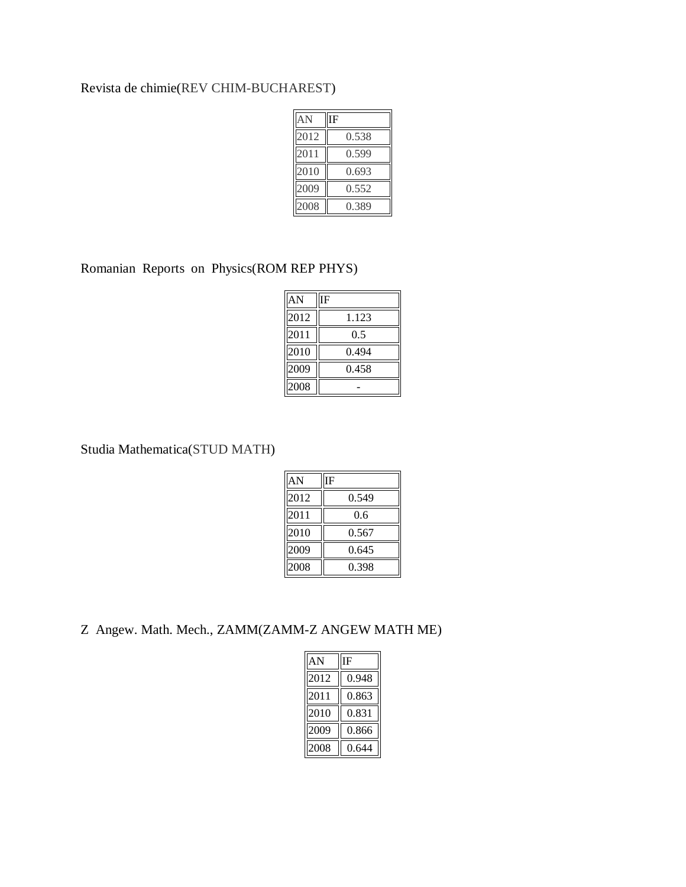Revista de chimie(REV CHIM-BUCHAREST)

| AN | IF |
|---|---|
| 2012 | 0.538 |
| 2011 | 0.599 |
| 2010 | 0.693 |
| 2009 | 0.552 |
| 2008 | 0.389 |

Romanian  Reports  on  Physics(ROM REP PHYS)

| AN | IF |
|---|---|
| 2012 | 1.123 |
| 2011 | 0.5 |
| 2010 | 0.494 |
| 2009 | 0.458 |
| 2008 | - |

Studia Mathematica(STUD MATH)

| AN | IF |
|---|---|
| 2012 | 0.549 |
| 2011 | 0.6 |
| 2010 | 0.567 |
| 2009 | 0.645 |
| 2008 | 0.398 |

Z  Angew. Math. Mech., ZAMM(ZAMM-Z ANGEW MATH ME)

| AN | IF |
|---|---|
| 2012 | 0.948 |
| 2011 | 0.863 |
| 2010 | 0.831 |
| 2009 | 0.866 |
| 2008 | 0.644 |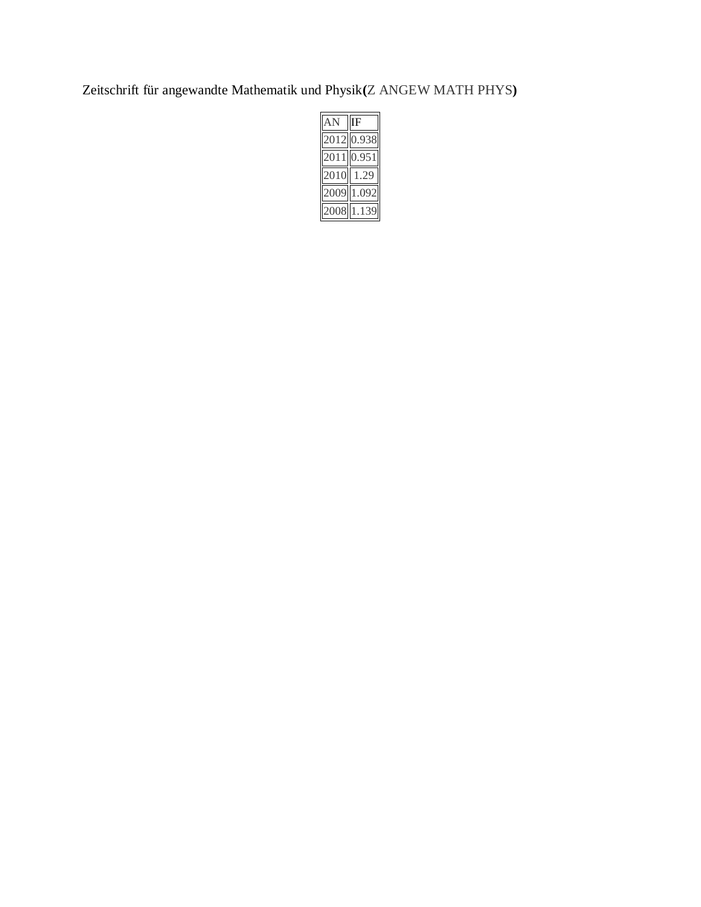Zeitschrift für angewandte Mathematik und Physik**(**Z ANGEW MATH PHYS**)**

| AN | IF |
|---|---|
| 2012 | 0.938 |
| 2011 | 0.951 |
| 2010 | 1.29 |
| 2009 | 1.092 |
| 2008 | 1.139 |